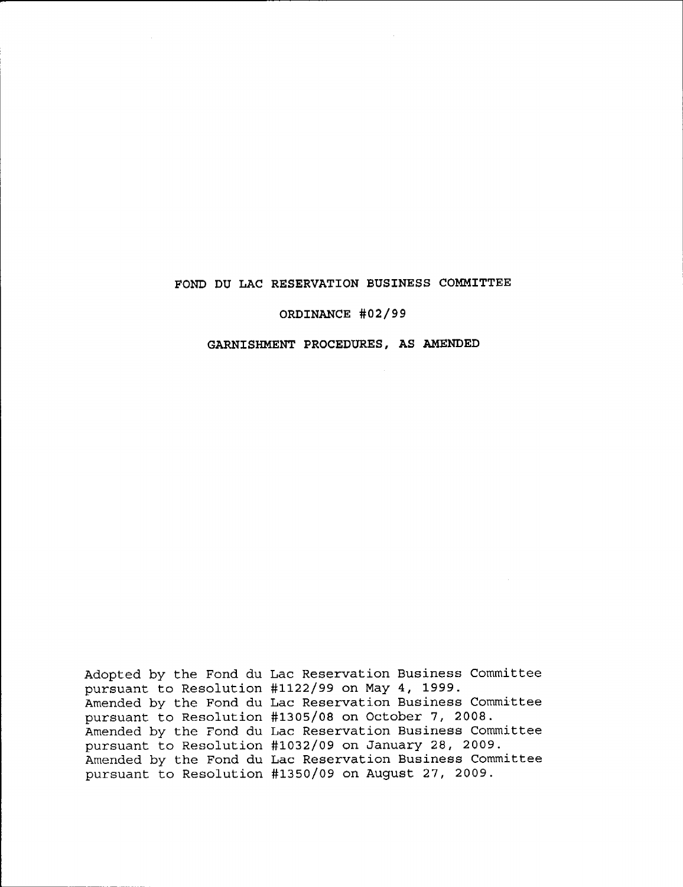# FOND DU LAC RESERVATION BUSINESS COMMITTEE

## ORDINANCE #02/99

## GARNISHMENT PROCEDURES, AS AMENDED

Adopted by the Fond du Lac Reservation Business Committee pursuant to Resolution #1122/99 on May 4, 1999.
Amended by the Fond du Lac Reservation Business Committee pursuant to Resolution #1305/08 on October 7, 2008.
Amended by the Fond du Lac Reservation Business Committee pursuant to Resolution #1032/09 on January 28, 2009.
Amended by the Fond du Lac Reservation Business Committee pursuant to Resolution #1350/09 on August 27, 2009.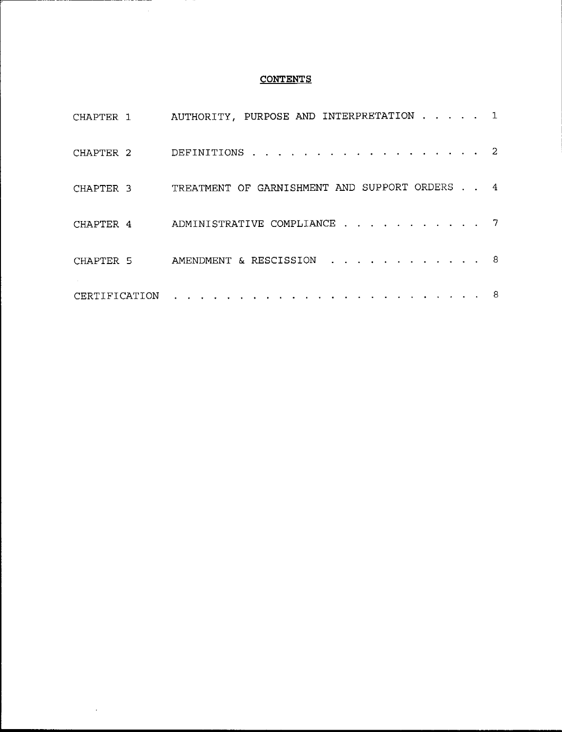**CONTENTS**

| | | |
|---|---|---|
| CHAPTER 1 | AUTHORITY, PURPOSE AND INTERPRETATION | 1 |
| CHAPTER 2 | DEFINITIONS | 2 |
| CHAPTER 3 | TREATMENT OF GARNISHMENT AND SUPPORT ORDERS | 4 |
| CHAPTER 4 | ADMINISTRATIVE COMPLIANCE | 7 |
| CHAPTER 5 | AMENDMENT & RESCISSION | 8 |
| CERTIFICATION | | 8 |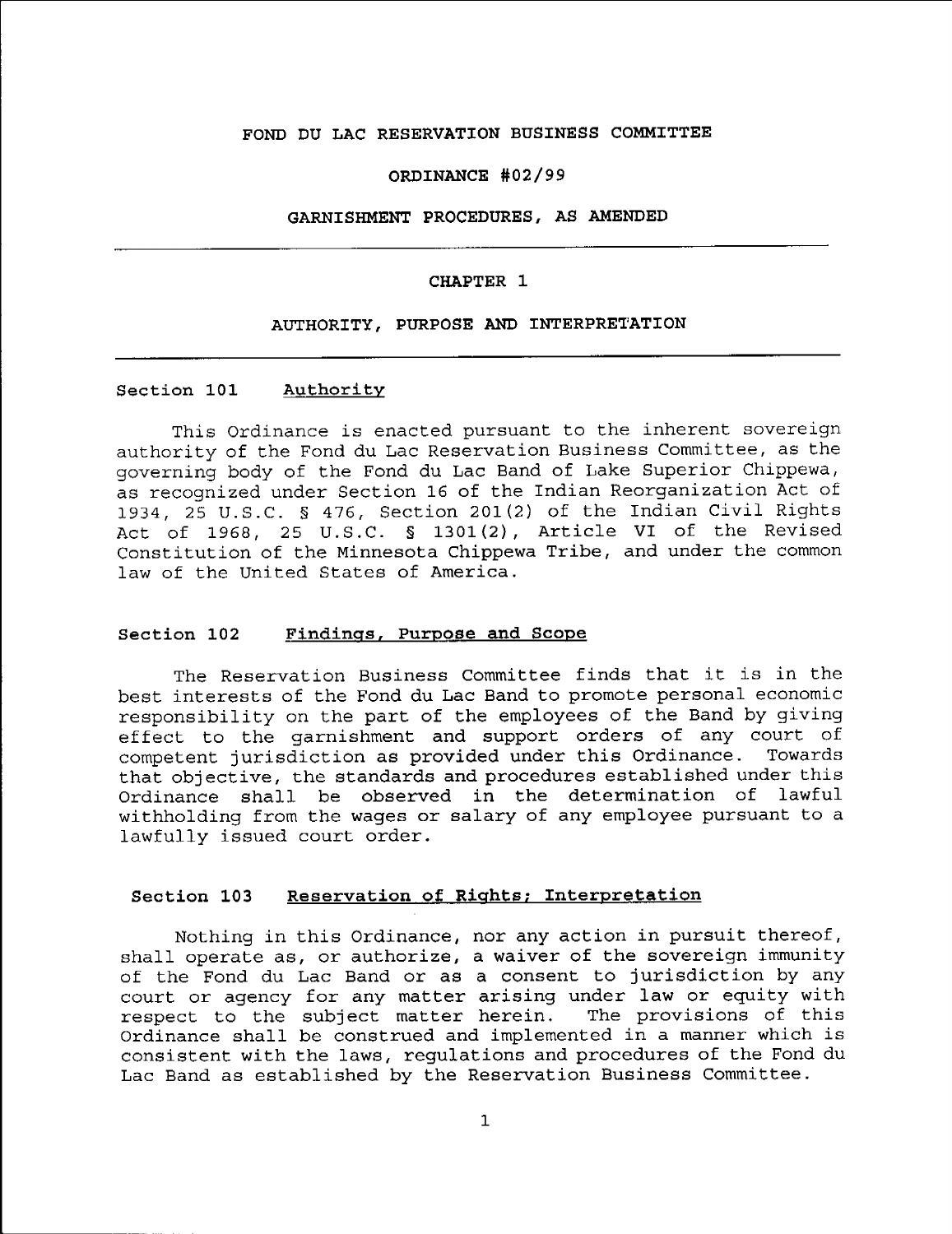# FOND DU LAC RESERVATION BUSINESS COMMITTEE

## ORDINANCE #02/99

## GARNISHMENT PROCEDURES, AS AMENDED

---

## CHAPTER 1

## AUTHORITY, PURPOSE AND INTERPRETATION

---

### Section 101 Authority

This Ordinance is enacted pursuant to the inherent sovereign authority of the Fond du Lac Reservation Business Committee, as the governing body of the Fond du Lac Band of Lake Superior Chippewa, as recognized under Section 16 of the Indian Reorganization Act of 1934, 25 U.S.C. § 476, Section 201(2) of the Indian Civil Rights Act of 1968, 25 U.S.C. § 1301(2), Article VI of the Revised Constitution of the Minnesota Chippewa Tribe, and under the common law of the United States of America.

### Section 102 Findings, Purpose and Scope

The Reservation Business Committee finds that it is in the best interests of the Fond du Lac Band to promote personal economic responsibility on the part of the employees of the Band by giving effect to the garnishment and support orders of any court of competent jurisdiction as provided under this Ordinance. Towards that objective, the standards and procedures established under this Ordinance shall be observed in the determination of lawful withholding from the wages or salary of any employee pursuant to a lawfully issued court order.

### Section 103 Reservation of Rights; Interpretation

Nothing in this Ordinance, nor any action in pursuit thereof, shall operate as, or authorize, a waiver of the sovereign immunity of the Fond du Lac Band or as a consent to jurisdiction by any court or agency for any matter arising under law or equity with respect to the subject matter herein. The provisions of this Ordinance shall be construed and implemented in a manner which is consistent with the laws, regulations and procedures of the Fond du Lac Band as established by the Reservation Business Committee.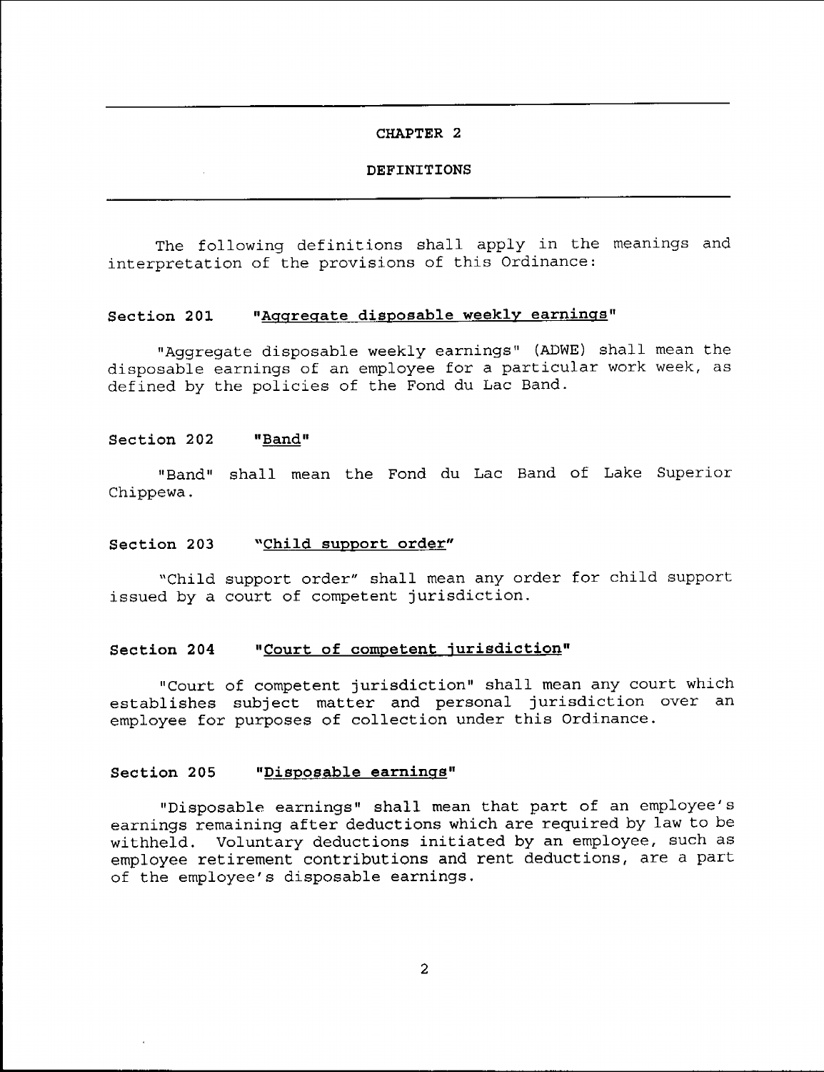# CHAPTER 2

## DEFINITIONS

The following definitions shall apply in the meanings and interpretation of the provisions of this Ordinance:

### Section 201 "Aggregate disposable weekly earnings"

"Aggregate disposable weekly earnings" (ADWE) shall mean the disposable earnings of an employee for a particular work week, as defined by the policies of the Fond du Lac Band.

### Section 202 "Band"

"Band" shall mean the Fond du Lac Band of Lake Superior Chippewa.

### Section 203 "Child support order"

"Child support order" shall mean any order for child support issued by a court of competent jurisdiction.

### Section 204 "Court of competent jurisdiction"

"Court of competent jurisdiction" shall mean any court which establishes subject matter and personal jurisdiction over an employee for purposes of collection under this Ordinance.

### Section 205 "Disposable earnings"

"Disposable earnings" shall mean that part of an employee's earnings remaining after deductions which are required by law to be withheld. Voluntary deductions initiated by an employee, such as employee retirement contributions and rent deductions, are a part of the employee's disposable earnings.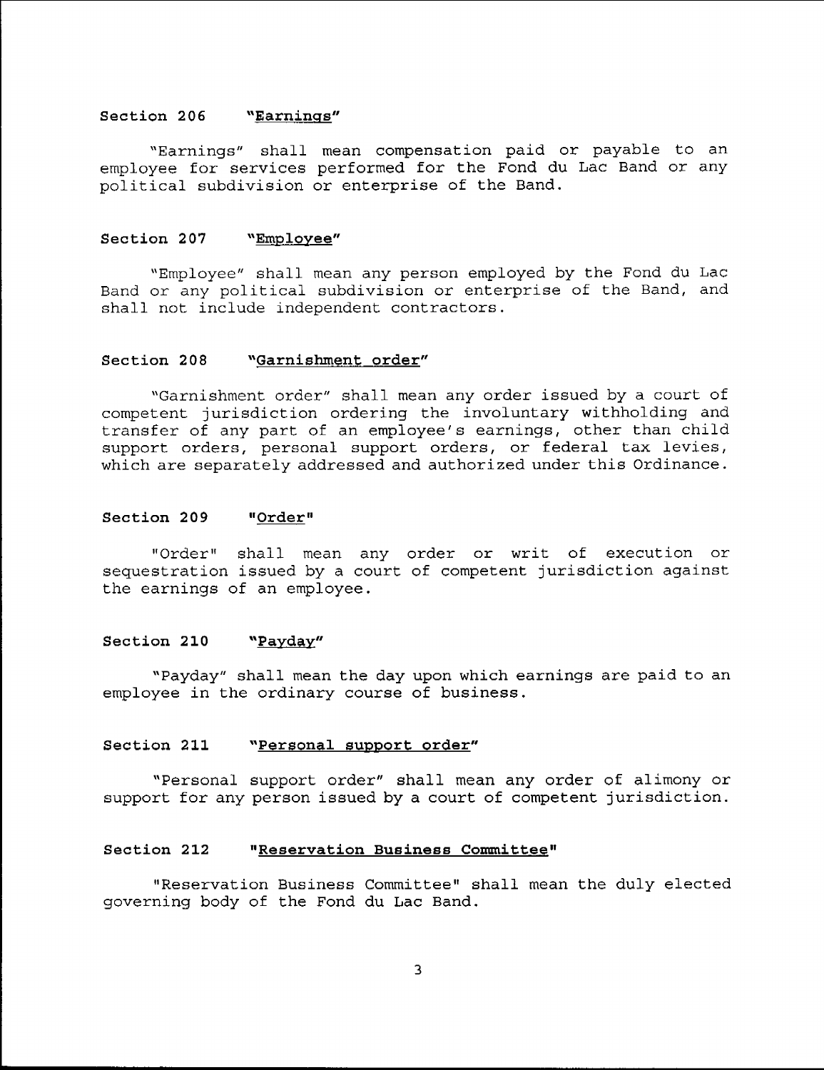### Section 206 "Earnings"

"Earnings" shall mean compensation paid or payable to an employee for services performed for the Fond du Lac Band or any political subdivision or enterprise of the Band.

### Section 207 "Employee"

"Employee" shall mean any person employed by the Fond du Lac Band or any political subdivision or enterprise of the Band, and shall not include independent contractors.

### Section 208 "Garnishment order"

"Garnishment order" shall mean any order issued by a court of competent jurisdiction ordering the involuntary withholding and transfer of any part of an employee's earnings, other than child support orders, personal support orders, or federal tax levies, which are separately addressed and authorized under this Ordinance.

### Section 209 "Order"

"Order" shall mean any order or writ of execution or sequestration issued by a court of competent jurisdiction against the earnings of an employee.

### Section 210 "Payday"

"Payday" shall mean the day upon which earnings are paid to an employee in the ordinary course of business.

### Section 211 "Personal support order"

"Personal support order" shall mean any order of alimony or support for any person issued by a court of competent jurisdiction.

### Section 212 "Reservation Business Committee"

"Reservation Business Committee" shall mean the duly elected governing body of the Fond du Lac Band.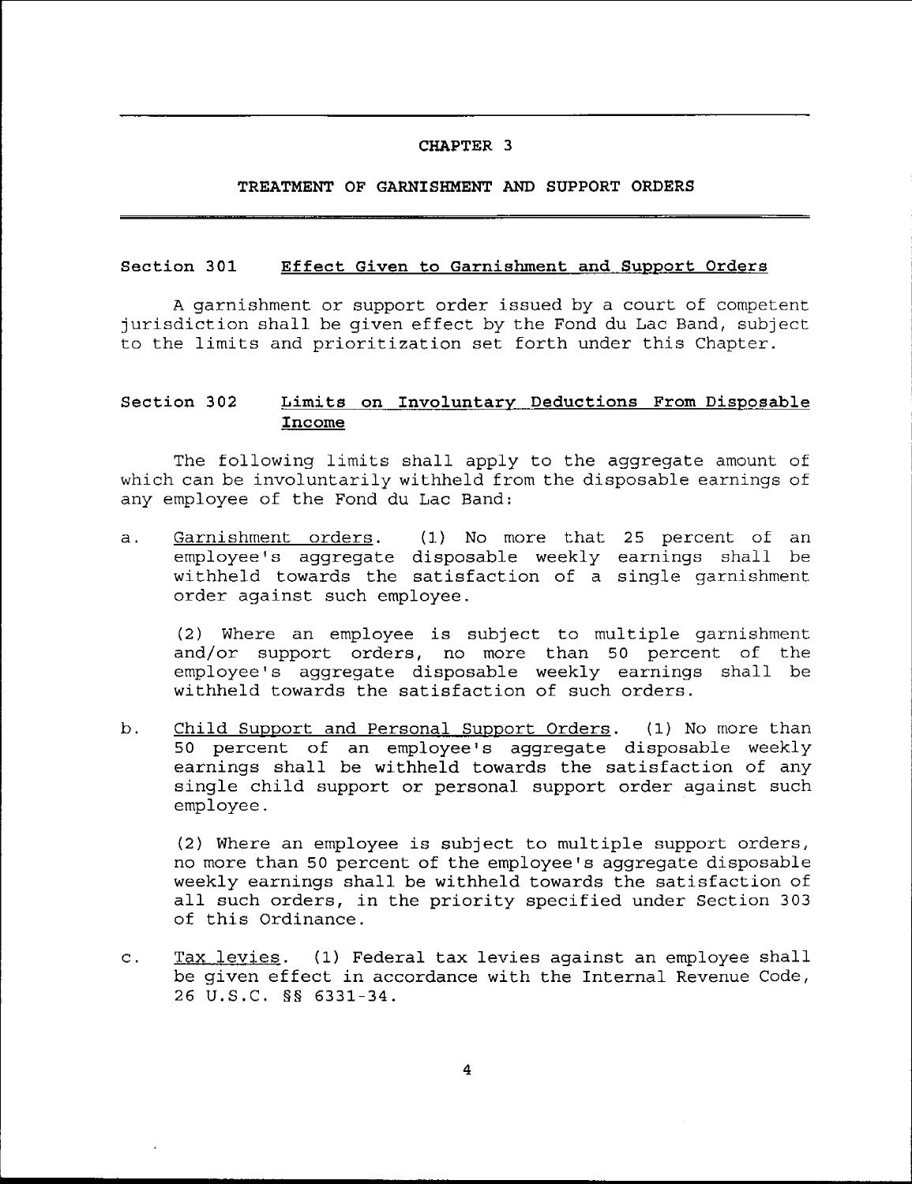# CHAPTER 3

## TREATMENT OF GARNISHMENT AND SUPPORT ORDERS

### Section 301 Effect Given to Garnishment and Support Orders

A garnishment or support order issued by a court of competent jurisdiction shall be given effect by the Fond du Lac Band, subject to the limits and prioritization set forth under this Chapter.

### Section 302 Limits on Involuntary Deductions From Disposable Income

The following limits shall apply to the aggregate amount of which can be involuntarily withheld from the disposable earnings of any employee of the Fond du Lac Band:

a. Garnishment orders. (1) No more that 25 percent of an employee's aggregate disposable weekly earnings shall be withheld towards the satisfaction of a single garnishment order against such employee.

   (2) Where an employee is subject to multiple garnishment and/or support orders, no more than 50 percent of the employee's aggregate disposable weekly earnings shall be withheld towards the satisfaction of such orders.

b. Child Support and Personal Support Orders. (1) No more than 50 percent of an employee's aggregate disposable weekly earnings shall be withheld towards the satisfaction of any single child support or personal support order against such employee.

   (2) Where an employee is subject to multiple support orders, no more than 50 percent of the employee's aggregate disposable weekly earnings shall be withheld towards the satisfaction of all such orders, in the priority specified under Section 303 of this Ordinance.

c. Tax levies. (1) Federal tax levies against an employee shall be given effect in accordance with the Internal Revenue Code, 26 U.S.C. §§ 6331-34.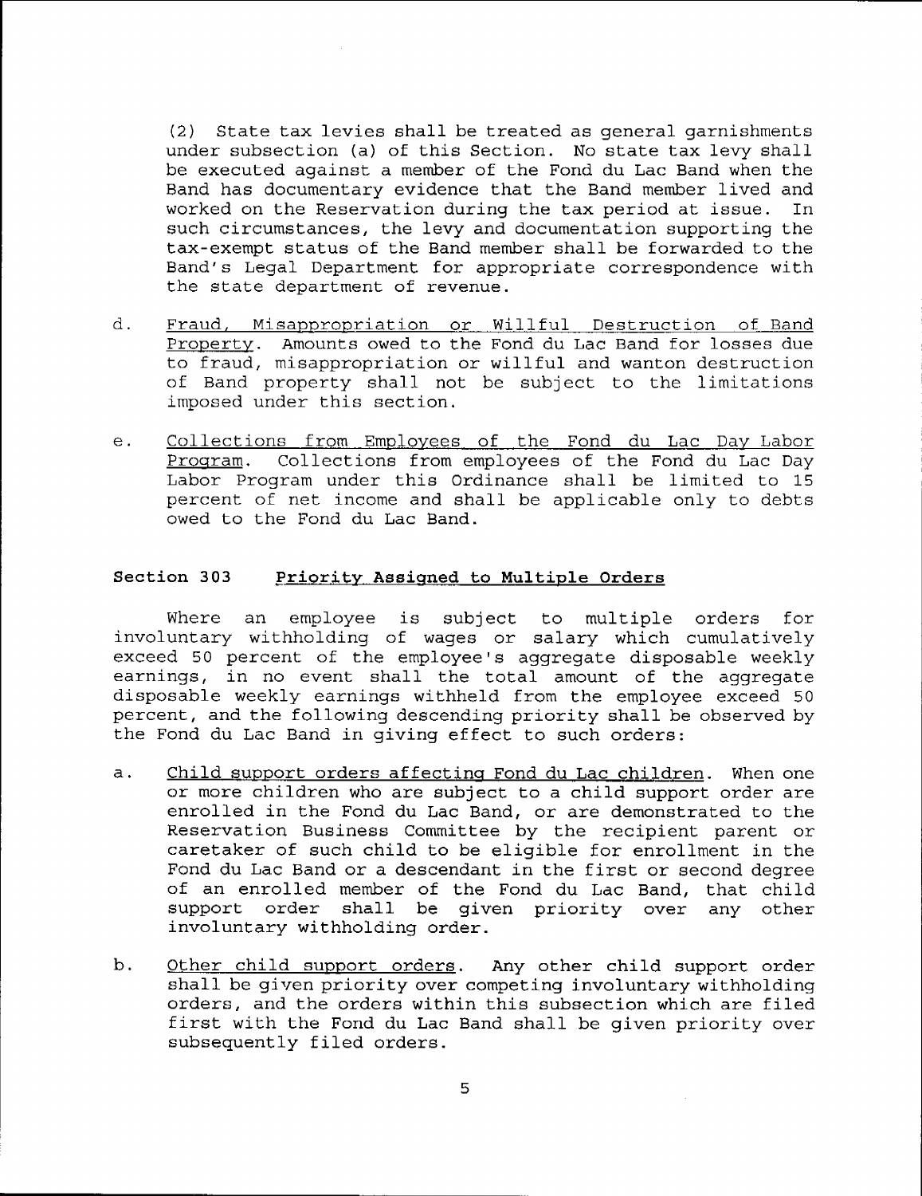(2) State tax levies shall be treated as general garnishments under subsection (a) of this Section. No state tax levy shall be executed against a member of the Fond du Lac Band when the Band has documentary evidence that the Band member lived and worked on the Reservation during the tax period at issue. In such circumstances, the levy and documentation supporting the tax-exempt status of the Band member shall be forwarded to the Band's Legal Department for appropriate correspondence with the state department of revenue.

d. Fraud, Misappropriation or Willful Destruction of Band Property. Amounts owed to the Fond du Lac Band for losses due to fraud, misappropriation or willful and wanton destruction of Band property shall not be subject to the limitations imposed under this section.

e. Collections from Employees of the Fond du Lac Day Labor Program. Collections from employees of the Fond du Lac Day Labor Program under this Ordinance shall be limited to 15 percent of net income and shall be applicable only to debts owed to the Fond du Lac Band.

### Section 303 Priority Assigned to Multiple Orders

Where an employee is subject to multiple orders for involuntary withholding of wages or salary which cumulatively exceed 50 percent of the employee's aggregate disposable weekly earnings, in no event shall the total amount of the aggregate disposable weekly earnings withheld from the employee exceed 50 percent, and the following descending priority shall be observed by the Fond du Lac Band in giving effect to such orders:

a. Child support orders affecting Fond du Lac children. When one or more children who are subject to a child support order are enrolled in the Fond du Lac Band, or are demonstrated to the Reservation Business Committee by the recipient parent or caretaker of such child to be eligible for enrollment in the Fond du Lac Band or a descendant in the first or second degree of an enrolled member of the Fond du Lac Band, that child support order shall be given priority over any other involuntary withholding order.

b. Other child support orders. Any other child support order shall be given priority over competing involuntary withholding orders, and the orders within this subsection which are filed first with the Fond du Lac Band shall be given priority over subsequently filed orders.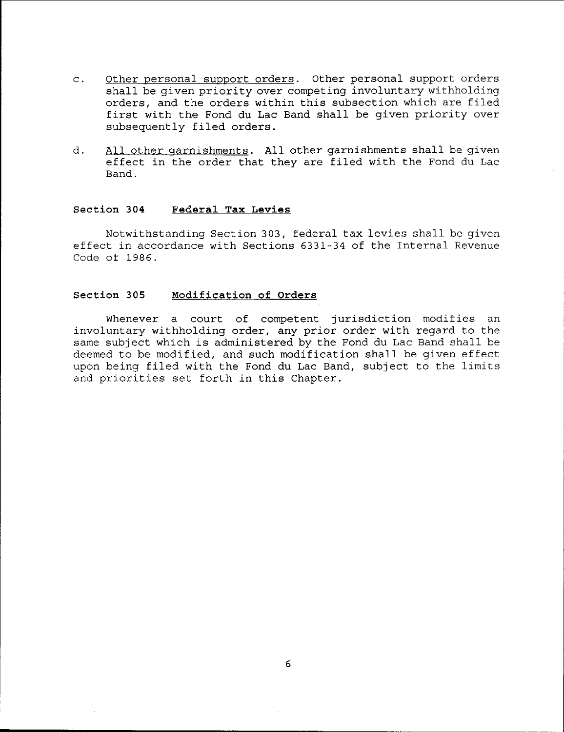c. <u>Other personal support orders</u>. Other personal support orders shall be given priority over competing involuntary withholding orders, and the orders within this subsection which are filed first with the Fond du Lac Band shall be given priority over subsequently filed orders.

d. <u>All other garnishments</u>. All other garnishments shall be given effect in the order that they are filed with the Fond du Lac Band.

### Section 304 Federal Tax Levies

Notwithstanding Section 303, federal tax levies shall be given effect in accordance with Sections 6331-34 of the Internal Revenue Code of 1986.

### Section 305 Modification of Orders

Whenever a court of competent jurisdiction modifies an involuntary withholding order, any prior order with regard to the same subject which is administered by the Fond du Lac Band shall be deemed to be modified, and such modification shall be given effect upon being filed with the Fond du Lac Band, subject to the limits and priorities set forth in this Chapter.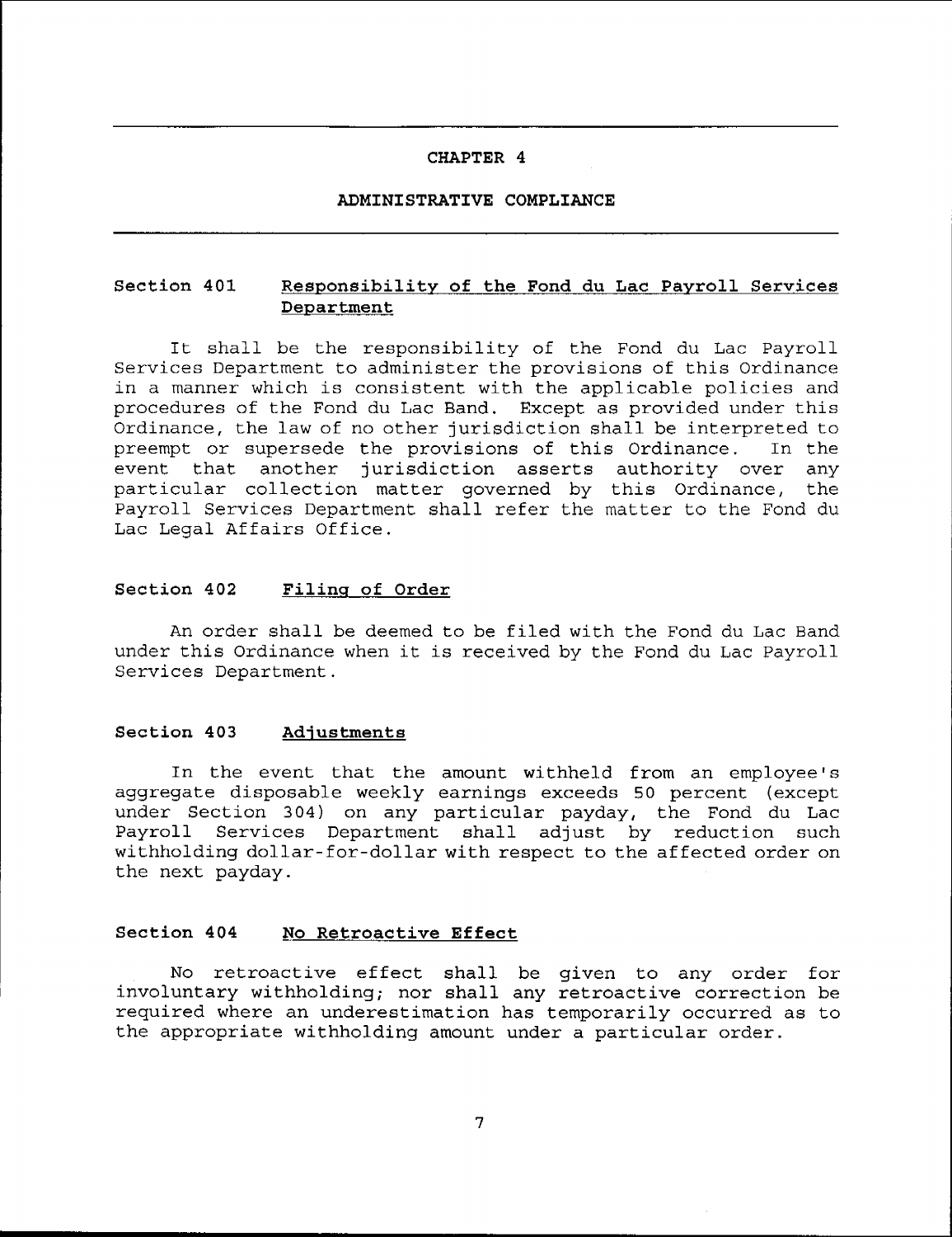# CHAPTER 4

# ADMINISTRATIVE COMPLIANCE

## Section 401 Responsibility of the Fond du Lac Payroll Services Department

It shall be the responsibility of the Fond du Lac Payroll Services Department to administer the provisions of this Ordinance in a manner which is consistent with the applicable policies and procedures of the Fond du Lac Band. Except as provided under this Ordinance, the law of no other jurisdiction shall be interpreted to preempt or supersede the provisions of this Ordinance. In the event that another jurisdiction asserts authority over any particular collection matter governed by this Ordinance, the Payroll Services Department shall refer the matter to the Fond du Lac Legal Affairs Office.

## Section 402 Filing of Order

An order shall be deemed to be filed with the Fond du Lac Band under this Ordinance when it is received by the Fond du Lac Payroll Services Department.

## Section 403 Adjustments

In the event that the amount withheld from an employee's aggregate disposable weekly earnings exceeds 50 percent (except under Section 304) on any particular payday, the Fond du Lac Payroll Services Department shall adjust by reduction such withholding dollar-for-dollar with respect to the affected order on the next payday.

## Section 404 No Retroactive Effect

No retroactive effect shall be given to any order for involuntary withholding; nor shall any retroactive correction be required where an underestimation has temporarily occurred as to the appropriate withholding amount under a particular order.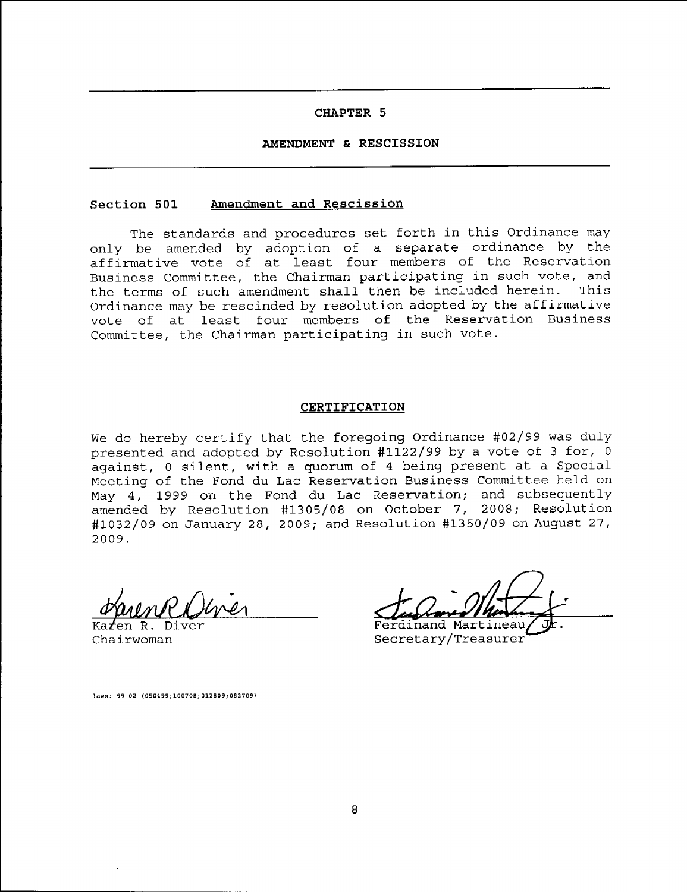## CHAPTER 5

## AMENDMENT & RESCISSION

### Section 501 Amendment and Rescission

The standards and procedures set forth in this Ordinance may only be amended by adoption of a separate ordinance by the affirmative vote of at least four members of the Reservation Business Committee, the Chairman participating in such vote, and the terms of such amendment shall then be included herein. This Ordinance may be rescinded by resolution adopted by the affirmative vote of at least four members of the Reservation Business Committee, the Chairman participating in such vote.

### CERTIFICATION

We do hereby certify that the foregoing Ordinance #02/99 was duly presented and adopted by Resolution #1122/99 by a vote of 3 for, 0 against, 0 silent, with a quorum of 4 being present at a Special Meeting of the Fond du Lac Reservation Business Committee held on May 4, 1999 on the Fond du Lac Reservation; and subsequently amended by Resolution #1305/08 on October 7, 2008; Resolution #1032/09 on January 28, 2009; and Resolution #1350/09 on August 27, 2009.

Karen R. Diver
Chairwoman

Ferdinand Martineau, Jr.
Secretary/Treasurer

laws: 99 02 (050499;100708;012809;082709)